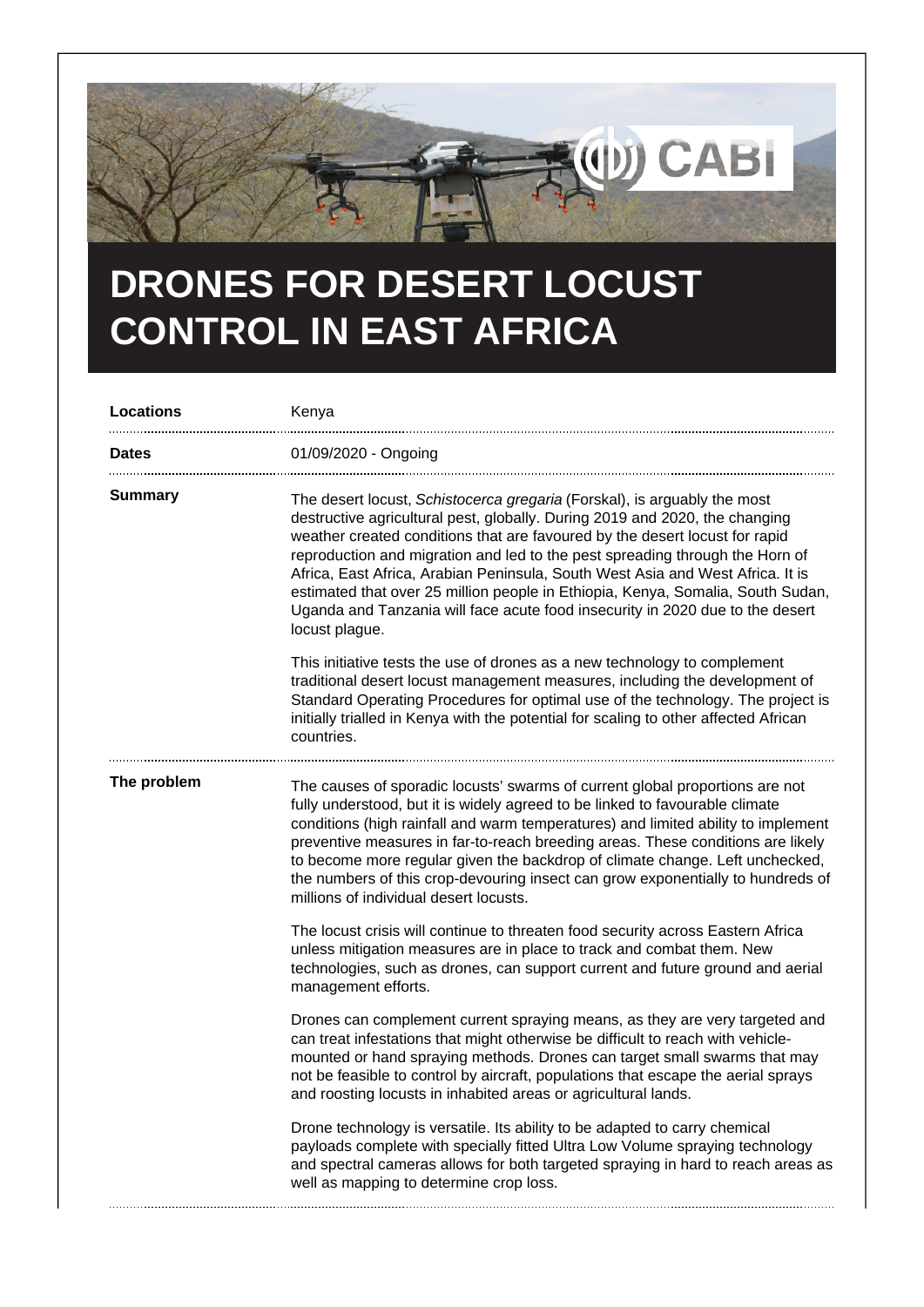# DRONES FOR DESERT LOCUST CONTROL IN EAST AFRICA

| | |
|---|---|
| **Locations** | Kenya |
| **Dates** | 01/09/2020 - Ongoing |

**Summary**

The desert locust, *Schistocerca gregaria* (Forskal), is arguably the most destructive agricultural pest, globally. During 2019 and 2020, the changing weather created conditions that are favoured by the desert locust for rapid reproduction and migration and led to the pest spreading through the Horn of Africa, East Africa, Arabian Peninsula, South West Asia and West Africa. It is estimated that over 25 million people in Ethiopia, Kenya, Somalia, South Sudan, Uganda and Tanzania will face acute food insecurity in 2020 due to the desert locust plague.

This initiative tests the use of drones as a new technology to complement traditional desert locust management measures, including the development of Standard Operating Procedures for optimal use of the technology. The project is initially trialled in Kenya with the potential for scaling to other affected African countries.

**The problem**

The causes of sporadic locusts' swarms of current global proportions are not fully understood, but it is widely agreed to be linked to favourable climate conditions (high rainfall and warm temperatures) and limited ability to implement preventive measures in far-to-reach breeding areas. These conditions are likely to become more regular given the backdrop of climate change. Left unchecked, the numbers of this crop-devouring insect can grow exponentially to hundreds of millions of individual desert locusts.

The locust crisis will continue to threaten food security across Eastern Africa unless mitigation measures are in place to track and combat them. New technologies, such as drones, can support current and future ground and aerial management efforts.

Drones can complement current spraying means, as they are very targeted and can treat infestations that might otherwise be difficult to reach with vehicle-mounted or hand spraying methods. Drones can target small swarms that may not be feasible to control by aircraft, populations that escape the aerial sprays and roosting locusts in inhabited areas or agricultural lands.

Drone technology is versatile. Its ability to be adapted to carry chemical payloads complete with specially fitted Ultra Low Volume spraying technology and spectral cameras allows for both targeted spraying in hard to reach areas as well as mapping to determine crop loss.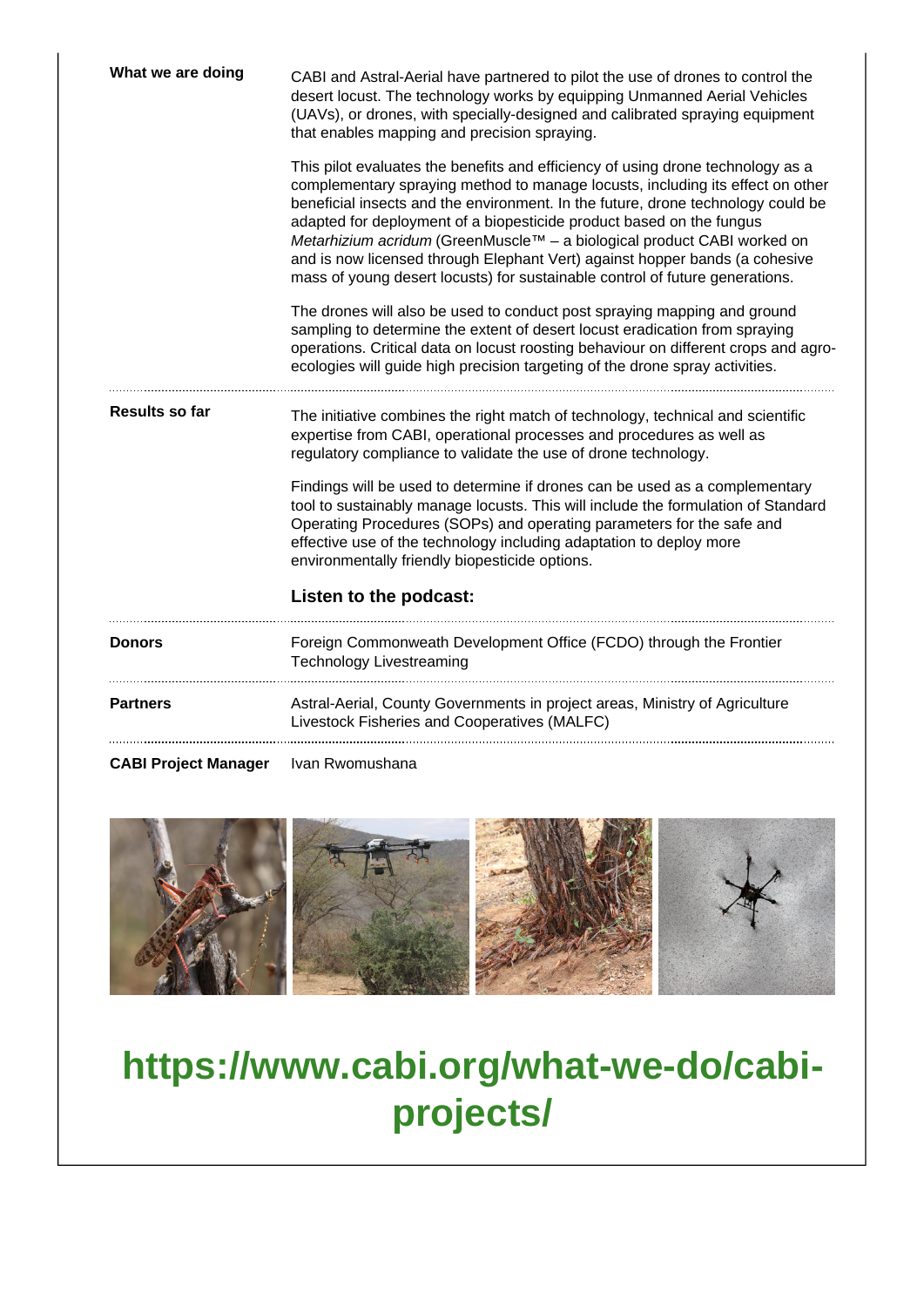**What we are doing**

CABI and Astral-Aerial have partnered to pilot the use of drones to control the desert locust. The technology works by equipping Unmanned Aerial Vehicles (UAVs), or drones, with specially-designed and calibrated spraying equipment that enables mapping and precision spraying.

This pilot evaluates the benefits and efficiency of using drone technology as a complementary spraying method to manage locusts, including its effect on other beneficial insects and the environment. In the future, drone technology could be adapted for deployment of a biopesticide product based on the fungus *Metarhizium acridum* (GreenMuscle™ – a biological product CABI worked on and is now licensed through Elephant Vert) against hopper bands (a cohesive mass of young desert locusts) for sustainable control of future generations.

The drones will also be used to conduct post spraying mapping and ground sampling to determine the extent of desert locust eradication from spraying operations. Critical data on locust roosting behaviour on different crops and agro-ecologies will guide high precision targeting of the drone spray activities.

**Results so far**

The initiative combines the right match of technology, technical and scientific expertise from CABI, operational processes and procedures as well as regulatory compliance to validate the use of drone technology.

Findings will be used to determine if drones can be used as a complementary tool to sustainably manage locusts. This will include the formulation of Standard Operating Procedures (SOPs) and operating parameters for the safe and effective use of the technology including adaptation to deploy more environmentally friendly biopesticide options.

**Listen to the podcast:**

**Donors**

Foreign Commonweath Development Office (FCDO) through the Frontier Technology Livestreaming

**Partners**

Astral-Aerial, County Governments in project areas, Ministry of Agriculture Livestock Fisheries and Cooperatives (MALFC)

**CABI Project Manager**

Ivan Rwomushana

## https://www.cabi.org/what-we-do/cabi-projects/